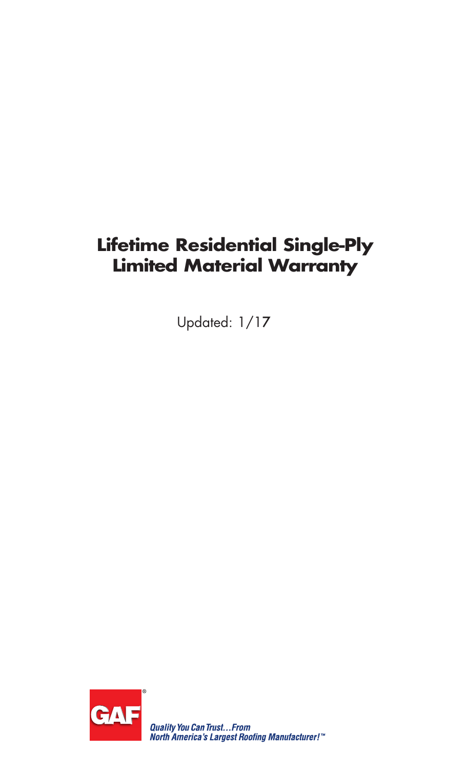# Lifetime Residential Single-Ply Limited Material Warranty

Updated: 1/17

GAF®

*Quality You Can Trust…From North America's Largest Roofing Manufacturer!™*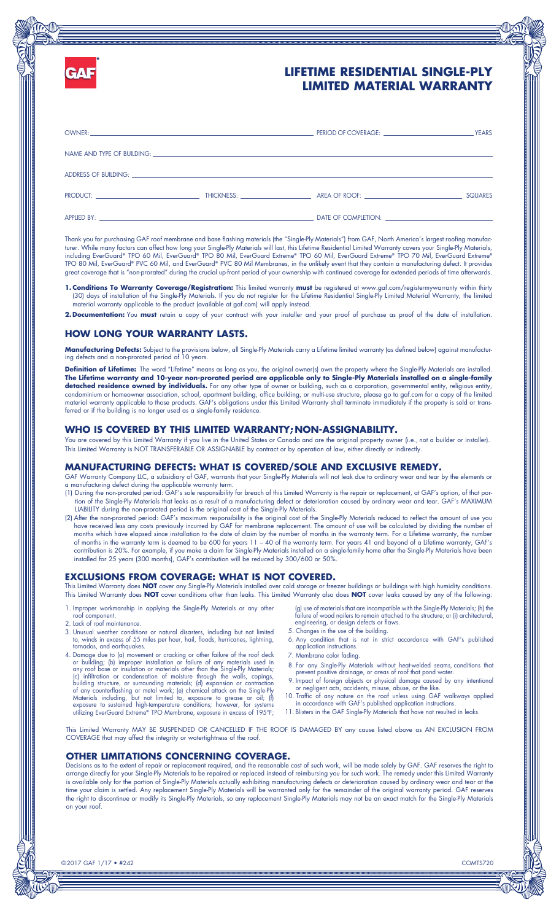GAF

# LIFETIME RESIDENTIAL SINGLE-PLY LIMITED MATERIAL WARRANTY

OWNER: ______________________ PERIOD OF COVERAGE: ____________ YEARS

NAME AND TYPE OF BUILDING: ______________________

ADDRESS OF BUILDING: ______________________

PRODUCT: ____________ THICKNESS: ____________ AREA OF ROOF: ____________ SQUARES

APPLIED BY: ______________________ DATE OF COMPLETION: ____________

Thank you for purchasing GAF roof membrane and base flashing materials (the "Single-Ply Materials") from GAF, North America's largest roofing manufacturer. While many factors can affect how long your Single-Ply Materials will last, this Lifetime Residential Limited Warranty covers your Single-Ply Materials, including EverGuard® TPO 60 Mil, EverGuard® TPO 80 Mil, EverGuard Extreme® TPO 60 Mil, EverGuard Extreme® TPO 70 Mil, EverGuard Extreme® TPO 80 Mil, EverGuard® PVC 60 Mil, and EverGuard® PVC 80 Mil Membranes, in the unlikely event that they contain a manufacturing defect. It provides great coverage that is "non-prorated" during the crucial up-front period of your ownership with continued coverage for extended periods of time afterwards.

1. **Conditions To Warranty Coverage/Registration:** This limited warranty **must** be registered at www.gaf.com/registermywarranty within thirty (30) days of installation of the Single-Ply Materials. If you do not register for the Lifetime Residential Single-Ply Limited Material Warranty, the limited material warranty applicable to the product (available at gaf.com) will apply instead.

2. **Documentation:** You **must** retain a copy of your contract with your installer and your proof of purchase as proof of the date of installation.

## HOW LONG YOUR WARRANTY LASTS.

**Manufacturing Defects:** Subject to the provisions below, all Single-Ply Materials carry a Lifetime limited warranty (as defined below) against manufacturing defects and a non-prorated period of 10 years.

**Definition of Lifetime:** The word "Lifetime" means as long as you, the original owner(s) own the property where the Single-Ply Materials are installed. **The Lifetime warranty and 10-year non-prorated period are applicable only to Single-Ply Materials installed on a single-family detached residence owned by individuals.** For any other type of owner or building, such as a corporation, governmental entity, religious entity, condominium or homeowner association, school, apartment building, office building, or multi-use structure, please go to gaf.com for a copy of the limited material warranty applicable to those products. GAF's obligations under this Limited Warranty shall terminate immediately if the property is sold or transferred or if the building is no longer used as a single-family residence.

## WHO IS COVERED BY THIS LIMITED WARRANTY; NON-ASSIGNABILITY.

You are covered by this Limited Warranty if you live in the United States or Canada and are the original property owner (i.e., not a builder or installer). This Limited Warranty is NOT TRANSFERABLE OR ASSIGNABLE by contract or by operation of law, either directly or indirectly.

## MANUFACTURING DEFECTS: WHAT IS COVERED/SOLE AND EXCLUSIVE REMEDY.

GAF Warranty Company LLC, a subsidiary of GAF, warrants that your Single-Ply Materials will not leak due to ordinary wear and tear by the elements or a manufacturing defect during the applicable warranty term.

(1) During the non-prorated period: GAF's sole responsibility for breach of this Limited Warranty is the repair or replacement, at GAF's option, of that portion of the Single-Ply Materials that leaks as a result of a manufacturing defect or deterioration caused by ordinary wear and tear. GAF's MAXIMUM LIABILITY during the non-prorated period is the original cost of the Single-Ply Materials.

(2) After the non-prorated period: GAF's maximum responsibility is the original cost of the Single-Ply Materials reduced to reflect the amount of use you have received less any costs previously incurred by GAF for membrane replacement. The amount of use will be calculated by dividing the number of months which have elapsed since installation to the date of claim by the number of months in the warranty term. For a Lifetime warranty, the number of months in the warranty term is deemed to be 600 for years 11 – 40 of the warranty term. For years 41 and beyond of a Lifetime warranty, GAF's contribution is 20%. For example, if you make a claim for Single-Ply Materials installed on a single-family home after the Single-Ply Materials have been installed for 25 years (300 months), GAF's contribution will be reduced by 300/600 or 50%.

## EXCLUSIONS FROM COVERAGE: WHAT IS NOT COVERED.

This Limited Warranty does **NOT** cover any Single-Ply Materials installed over cold storage or freezer buildings or buildings with high humidity conditions. This Limited Warranty does **NOT** cover conditions other than leaks. This Limited Warranty also does **NOT** cover leaks caused by any of the following:

1. Improper workmanship in applying the Single-Ply Materials or any other roof component.
2. Lack of roof maintenance.
3. Unusual weather conditions or natural disasters, including but not limited to, winds in excess of 55 miles per hour, hail, floods, hurricanes, lightning, tornados, and earthquakes.
4. Damage due to (a) movement or cracking or other failure of the roof deck or building; (b) improper installation or failure of any materials used in any roof base or insulation or materials other than the Single-Ply Materials; (c) infiltration or condensation of moisture through the walls, copings, building structure, or surrounding materials; (d) expansion or contraction of any counterflashing or metal work; (e) chemical attack on the Single-Ply Materials including, but not limited to, exposure to grease or oil; (f) exposure to sustained high-temperature conditions; however, for systems utilizing EverGuard Extreme® TPO Membrane, exposure in excess of 195°F; (g) use of materials that are incompatible with the Single-Ply Materials; (h) the failure of wood nailers to remain attached to the structure; or (i) architectural, engineering, or design defects or flaws.
5. Changes in the use of the building.
6. Any condition that is not in strict accordance with GAF's published application instructions.
7. Membrane color fading.
8. For any Single-Ply Materials without heat-welded seams, conditions that prevent positive drainage, or areas of roof that pond water.
9. Impact of foreign objects or physical damage caused by any intentional or negligent acts, accidents, misuse, abuse, or the like.
10. Traffic of any nature on the roof unless using GAF walkways applied in accordance with GAF's published application instructions.
11. Blisters in the GAF Single-Ply Materials that have not resulted in leaks.

This Limited Warranty MAY BE SUSPENDED OR CANCELLED IF THE ROOF IS DAMAGED BY any cause listed above as AN EXCLUSION FROM COVERAGE that may affect the integrity or watertightness of the roof.

## OTHER LIMITATIONS CONCERNING COVERAGE.

Decisions as to the extent of repair or replacement required, and the reasonable cost of such work, will be made solely by GAF. GAF reserves the right to arrange directly for your Single-Ply Materials to be repaired or replaced instead of reimbursing you for such work. The remedy under this Limited Warranty is available only for the portion of Single-Ply Materials actually exhibiting manufacturing defects or deterioration caused by ordinary wear and tear at the time your claim is settled. Any replacement Single-Ply Materials will be warranted only for the remainder of the original warranty period. GAF reserves the right to discontinue or modify its Single-Ply Materials, so any replacement Single-Ply Materials may not be an exact match for the Single-Ply Materials on your roof.

©2017 GAF 1/17 • #242 COMTS720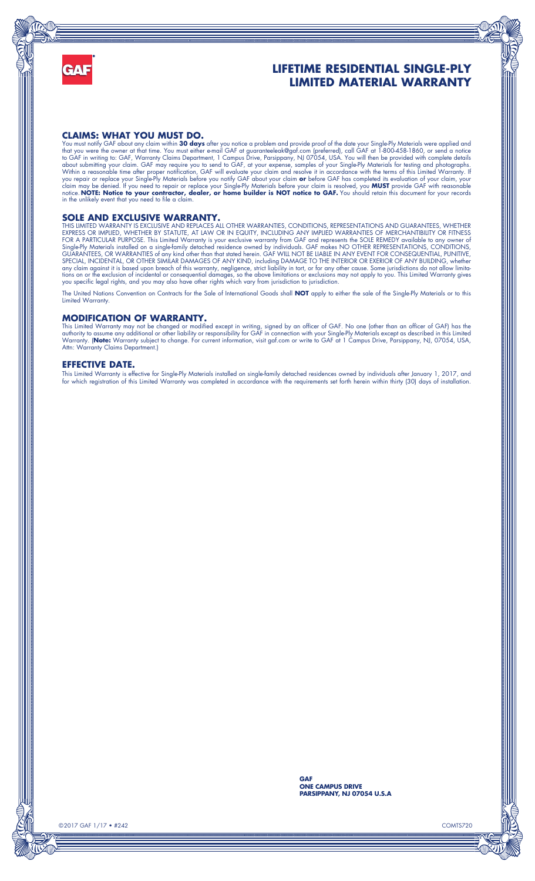GAF

# LIFETIME RESIDENTIAL SINGLE-PLY LIMITED MATERIAL WARRANTY

## CLAIMS: WHAT YOU MUST DO.

You must notify GAF about any claim within **30 days** after you notice a problem and provide proof of the date your Single-Ply Materials were applied and that you were the owner at that time. You must either e-mail GAF at guaranteeleak@gaf.com (preferred), call GAF at 1-800-458-1860, or send a notice to GAF in writing to: GAF, Warranty Claims Department, 1 Campus Drive, Parsippany, NJ 07054, USA. You will then be provided with complete details about submitting your claim. GAF may require you to send to GAF, at your expense, samples of your Single-Ply Materials for testing and photographs. Within a reasonable time after proper notification, GAF will evaluate your claim and resolve it in accordance with the terms of this Limited Warranty. If you repair or replace your Single-Ply Materials before you notify GAF about your claim **or** before GAF has completed its evaluation of your claim, your claim may be denied. If you need to repair or replace your Single-Ply Materials before your claim is resolved, you **MUST** provide GAF with reasonable notice. **NOTE: Notice to your contractor, dealer, or home builder is NOT notice to GAF.** You should retain this document for your records in the unlikely event that you need to file a claim.

## SOLE AND EXCLUSIVE WARRANTY.

THIS LIMITED WARRANTY IS EXCLUSIVE AND REPLACES ALL OTHER WARRANTIES, CONDITIONS, REPRESENTATIONS AND GUARANTEES, WHETHER EXPRESS OR IMPLIED, WHETHER BY STATUTE, AT LAW OR IN EQUITY, INCLUDING ANY IMPLIED WARRANTIES OF MERCHANTIBILITY OR FITNESS FOR A PARTICULAR PURPOSE. This Limited Warranty is your exclusive warranty from GAF and represents the SOLE REMEDY available to any owner of Single-Ply Materials installed on a single-family detached residence owned by individuals. GAF makes NO OTHER REPRESENTATIONS, CONDITIONS, GUARANTEES, OR WARRANTIES of any kind other than that stated herein. GAF WILL NOT BE LIABLE IN ANY EVENT FOR CONSEQUENTIAL, PUNITIVE, SPECIAL, INCIDENTAL, OR OTHER SIMILAR DAMAGES OF ANY KIND, including DAMAGE TO THE INTERIOR OR EXERIOR OF ANY BUILDING, whether any claim against it is based upon breach of this warranty, negligence, strict liability in tort, or for any other cause. Some jurisdictions do not allow limitations on or the exclusion of incidental or consequential damages, so the above limitations or exclusions may not apply to you. This Limited Warranty gives you specific legal rights, and you may also have other rights which vary from jurisdiction to jurisdiction.

The United Nations Convention on Contracts for the Sale of International Goods shall **NOT** apply to either the sale of the Single-Ply Materials or to this Limited Warranty.

## MODIFICATION OF WARRANTY.

This Limited Warranty may not be changed or modified except in writing, signed by an officer of GAF. No one (other than an officer of GAF) has the authority to assume any additional or other liability or responsibility for GAF in connection with your Single-Ply Materials except as described in this Limited Warranty. (**Note:** Warranty subject to change. For current information, visit gaf.com or write to GAF at 1 Campus Drive, Parsippany, NJ, 07054, USA, Attn: Warranty Claims Department.)

## EFFECTIVE DATE.

This Limited Warranty is effective for Single-Ply Materials installed on single-family detached residences owned by individuals after January 1, 2017, and for which registration of this Limited Warranty was completed in accordance with the requirements set forth herein within thirty (30) days of installation.

**GAF**
**ONE CAMPUS DRIVE**
**PARSIPPANY, NJ 07054 U.S.A**

©2017 GAF 1/17 • #242

COMTS720